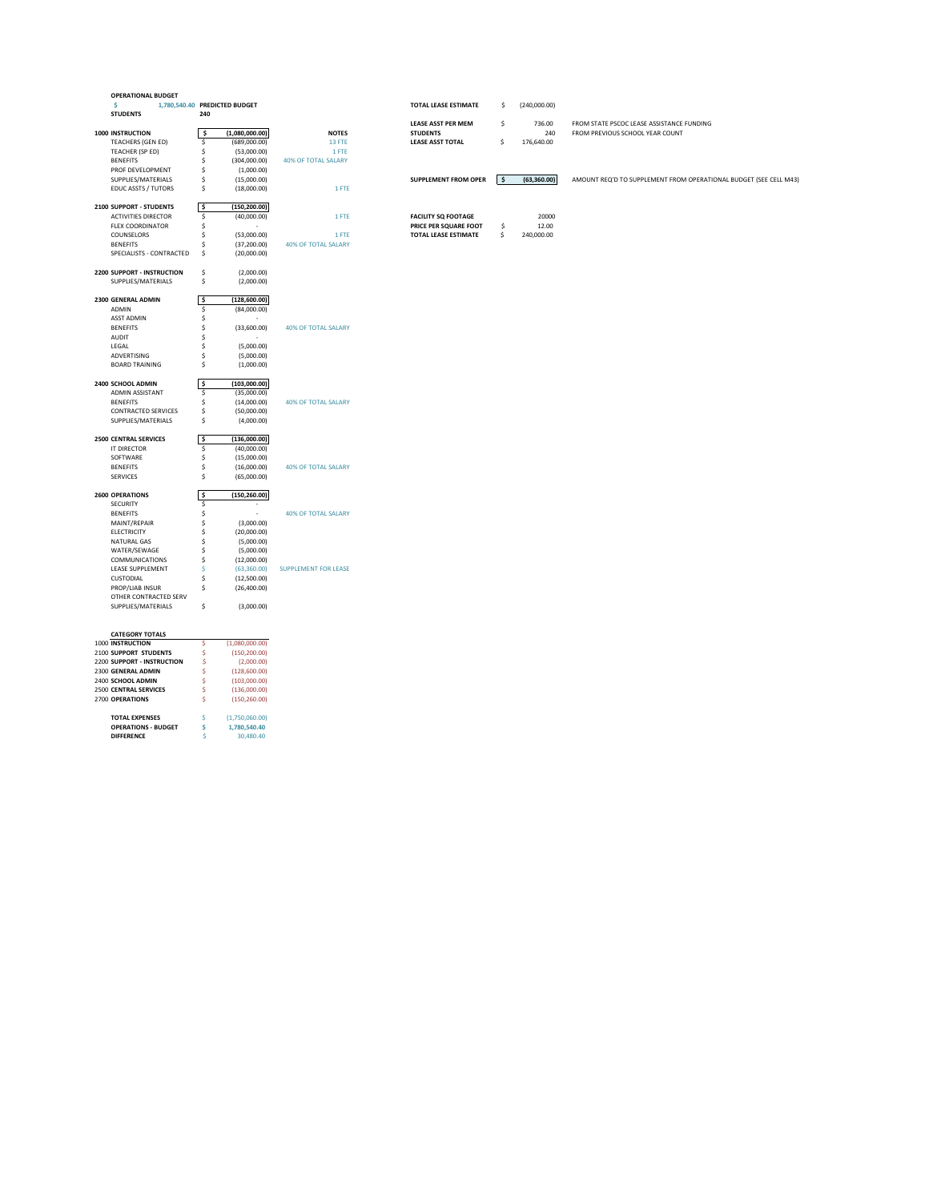**OPERATIONAL BUDGET**

| | | | |
|---|---|---|---|
| $ 1,780,540.40 | **PREDICTED BUDGET** | | |
| **STUDENTS** | **240** | | |
| | | | |
| **1000 INSTRUCTION** | $ (1,080,000.00) | **NOTES** | |
| TEACHERS (GEN ED) | $ (689,000.00) | 13 FTE | |
| TEACHER (SP ED) | $ (53,000.00) | 1 FTE | |
| BENEFITS | $ (304,000.00) | 40% OF TOTAL SALARY | |
| PROF DEVELOPMENT | $ (1,000.00) | | |
| SUPPLIES/MATERIALS | $ (15,000.00) | | |
| EDUC ASSTS / TUTORS | $ (18,000.00) | 1 FTE | |
| | | | |
| **2100 SUPPORT - STUDENTS** | $ (150,200.00) | | |
| ACTIVITIES DIRECTOR | $ (40,000.00) | 1 FTE | |
| FLEX COORDINATOR | $ - | | |
| COUNSELORS | $ (53,000.00) | 1 FTE | |
| BENEFITS | $ (37,200.00) | 40% OF TOTAL SALARY | |
| SPECIALISTS - CONTRACTED | $ (20,000.00) | | |
| | | | |
| **2200 SUPPORT - INSTRUCTION** | $ (2,000.00) | | |
| SUPPLIES/MATERIALS | $ (2,000.00) | | |
| | | | |
| **2300 GENERAL ADMIN** | $ (128,600.00) | | |
| ADMIN | $ (84,000.00) | | |
| ASST ADMIN | $ - | | |
| BENEFITS | $ (33,600.00) | 40% OF TOTAL SALARY | |
| AUDIT | $ - | | |
| LEGAL | $ (5,000.00) | | |
| ADVERTISING | $ (5,000.00) | | |
| BOARD TRAINING | $ (1,000.00) | | |
| | | | |
| **2400 SCHOOL ADMIN** | $ (103,000.00) | | |
| ADMIN ASSISTANT | $ (35,000.00) | | |
| BENEFITS | $ (14,000.00) | 40% OF TOTAL SALARY | |
| CONTRACTED SERVICES | $ (50,000.00) | | |
| SUPPLIES/MATERIALS | $ (4,000.00) | | |
| | | | |
| **2500 CENTRAL SERVICES** | $ (136,000.00) | | |
| IT DIRECTOR | $ (40,000.00) | | |
| SOFTWARE | $ (15,000.00) | | |
| BENEFITS | $ (16,000.00) | 40% OF TOTAL SALARY | |
| SERVICES | $ (65,000.00) | | |
| | | | |
| **2600 OPERATIONS** | $ (150,260.00) | | |
| SECURITY | $ - | | |
| BENEFITS | $ - | 40% OF TOTAL SALARY | |
| MAINT/REPAIR | $ (3,000.00) | | |
| ELECTRICITY | $ (20,000.00) | | |
| NATURAL GAS | $ (5,000.00) | | |
| WATER/SEWAGE | $ (5,000.00) | | |
| COMMUNICATIONS | $ (12,000.00) | | |
| LEASE SUPPLEMENT | $ (63,360.00) | SUPPLEMENT FOR LEASE | |
| CUSTODIAL | $ (12,500.00) | | |
| PROP/LIAB INSUR | $ (26,400.00) | | |
| OTHER CONTRACTED SERV | | | |
| SUPPLIES/MATERIALS | $ (3,000.00) | | |

| | | |
|---|---|---|
| **TOTAL LEASE ESTIMATE** | $ (240,000.00) | |
| **LEASE ASST PER MEM** | $ 736.00 | FROM STATE PSCOC LEASE ASSISTANCE FUNDING |
| **STUDENTS** | 240 | FROM PREVIOUS SCHOOL YEAR COUNT |
| **LEASE ASST TOTAL** | $ 176,640.00 | |
| | | |
| **SUPPLEMENT FROM OPER** | $ (63,360.00) | AMOUNT REQ'D TO SUPPLEMENT FROM OPERATIONAL BUDGET (SEE CELL M43) |
| | | |
| **FACILITY SQ FOOTAGE** | 20000 | |
| **PRICE PER SQUARE FOOT** | $ 12.00 | |
| **TOTAL LEASE ESTIMATE** | $ 240,000.00 | |

**CATEGORY TOTALS**

| | |
|---|---|
| 1000 **INSTRUCTION** | $ (1,080,000.00) |
| 2100 **SUPPORT STUDENTS** | $ (150,200.00) |
| 2200 **SUPPORT - INSTRUCTION** | $ (2,000.00) |
| 2300 **GENERAL ADMIN** | $ (128,600.00) |
| 2400 **SCHOOL ADMIN** | $ (103,000.00) |
| 2500 **CENTRAL SERVICES** | $ (136,000.00) |
| 2700 **OPERATIONS** | $ (150,260.00) |
| | |
| **TOTAL EXPENSES** | $ (1,750,060.00) |
| **OPERATIONS - BUDGET** | $ 1,780,540.40 |
| **DIFFERENCE** | $ 30,480.40 |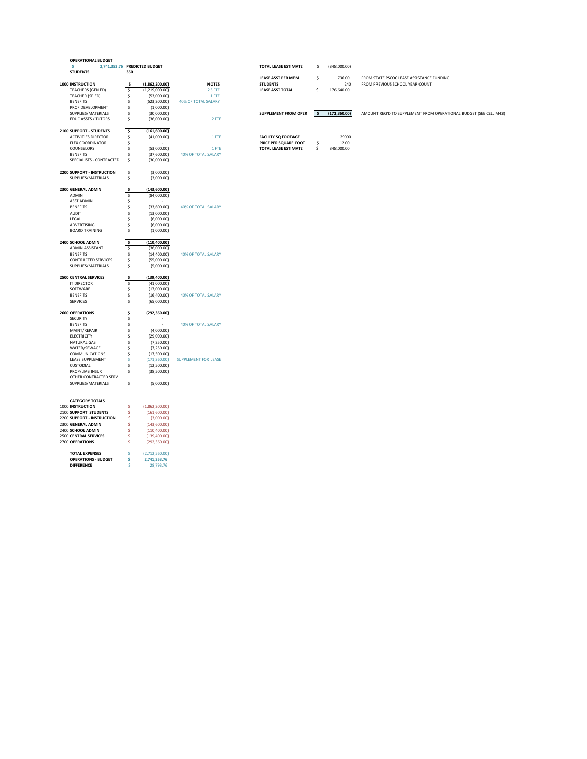**OPERATIONAL BUDGET**

| $ 2,741,353.76 | PREDICTED BUDGET | |
|---|---|---|
| **STUDENTS** | **350** | |

| | | NOTES |
|---|---|---|
| **1000 INSTRUCTION** | **$ (1,862,200.00)** | |
| TEACHERS (GEN ED) | $ (1,219,000.00) | 23 FTE |
| TEACHER (SP ED) | $ (53,000.00) | 1 FTE |
| BENEFITS | $ (523,200.00) | 40% OF TOTAL SALARY |
| PROF DEVELOPMENT | $ (1,000.00) | |
| SUPPLIES/MATERIALS | $ (30,000.00) | |
| EDUC ASSTS / TUTORS | $ (36,000.00) | 2 FTE |
| | | |
| **2100 SUPPORT - STUDENTS** | **$ (161,600.00)** | |
| ACTIVITIES DIRECTOR | $ (41,000.00) | 1 FTE |
| FLEX COORDINATOR | $ - | |
| COUNSELORS | $ (53,000.00) | 1 FTE |
| BENEFITS | $ (37,600.00) | 40% OF TOTAL SALARY |
| SPECIALISTS - CONTRACTED | $ (30,000.00) | |
| | | |
| **2200 SUPPORT - INSTRUCTION** | $ (3,000.00) | |
| SUPPLIES/MATERIALS | $ (3,000.00) | |
| | | |
| **2300 GENERAL ADMIN** | **$ (143,600.00)** | |
| ADMIN | $ (84,000.00) | |
| ASST ADMIN | $ - | |
| BENEFITS | $ (33,600.00) | 40% OF TOTAL SALARY |
| AUDIT | $ (13,000.00) | |
| LEGAL | $ (6,000.00) | |
| ADVERTISING | $ (6,000.00) | |
| BOARD TRAINING | $ (1,000.00) | |
| | | |
| **2400 SCHOOL ADMIN** | **$ (110,400.00)** | |
| ADMIN ASSISTANT | $ (36,000.00) | |
| BENEFITS | $ (14,400.00) | 40% OF TOTAL SALARY |
| CONTRACTED SERVICES | $ (55,000.00) | |
| SUPPLIES/MATERIALS | $ (5,000.00) | |
| | | |
| **2500 CENTRAL SERVICES** | **$ (139,400.00)** | |
| IT DIRECTOR | $ (41,000.00) | |
| SOFTWARE | $ (17,000.00) | |
| BENEFITS | $ (16,400.00) | 40% OF TOTAL SALARY |
| SERVICES | $ (65,000.00) | |
| | | |
| **2600 OPERATIONS** | **$ (292,360.00)** | |
| SECURITY | $ - | |
| BENEFITS | $ - | 40% OF TOTAL SALARY |
| MAINT/REPAIR | $ (4,000.00) | |
| ELECTRICITY | $ (29,000.00) | |
| NATURAL GAS | $ (7,250.00) | |
| WATER/SEWAGE | $ (7,250.00) | |
| COMMUNICATIONS | $ (17,500.00) | |
| LEASE SUPPLEMENT | $ (171,360.00) | SUPPLEMENT FOR LEASE |
| CUSTODIAL | $ (12,500.00) | |
| PROP/LIAB INSUR | $ (38,500.00) | |
| OTHER CONTRACTED SERV | | |
| SUPPLIES/MATERIALS | $ (5,000.00) | |

**CATEGORY TOTALS**

| Category | Amount |
|---|---|
| 1000 **INSTRUCTION** | $ (1,862,200.00) |
| 2100 **SUPPORT STUDENTS** | $ (161,600.00) |
| 2200 **SUPPORT - INSTRUCTION** | $ (3,000.00) |
| 2300 **GENERAL ADMIN** | $ (143,600.00) |
| 2400 **SCHOOL ADMIN** | $ (110,400.00) |
| 2500 **CENTRAL SERVICES** | $ (139,400.00) |
| 2700 **OPERATIONS** | $ (292,360.00) |
| | |
| **TOTAL EXPENSES** | $ (2,712,560.00) |
| **OPERATIONS - BUDGET** | **$ 2,741,353.76** |
| **DIFFERENCE** | $ 28,793.76 |

| | | |
|---|---|---|
| **TOTAL LEASE ESTIMATE** | $ (348,000.00) | |
| | | |
| **LEASE ASST PER MEM** | $ 736.00 | FROM STATE PSCOC LEASE ASSISTANCE FUNDING |
| **STUDENTS** | 240 | FROM PREVIOUS SCHOOL YEAR COUNT |
| **LEASE ASST TOTAL** | $ 176,640.00 | |
| | | |
| **SUPPLEMENT FROM OPER** | **$ (171,360.00)** | AMOUNT REQ'D TO SUPPLEMENT FROM OPERATIONAL BUDGET (SEE CELL M43) |
| | | |
| **FACILITY SQ FOOTAGE** | 29000 | |
| **PRICE PER SQUARE FOOT** | $ 12.00 | |
| **TOTAL LEASE ESTIMATE** | $ 348,000.00 | |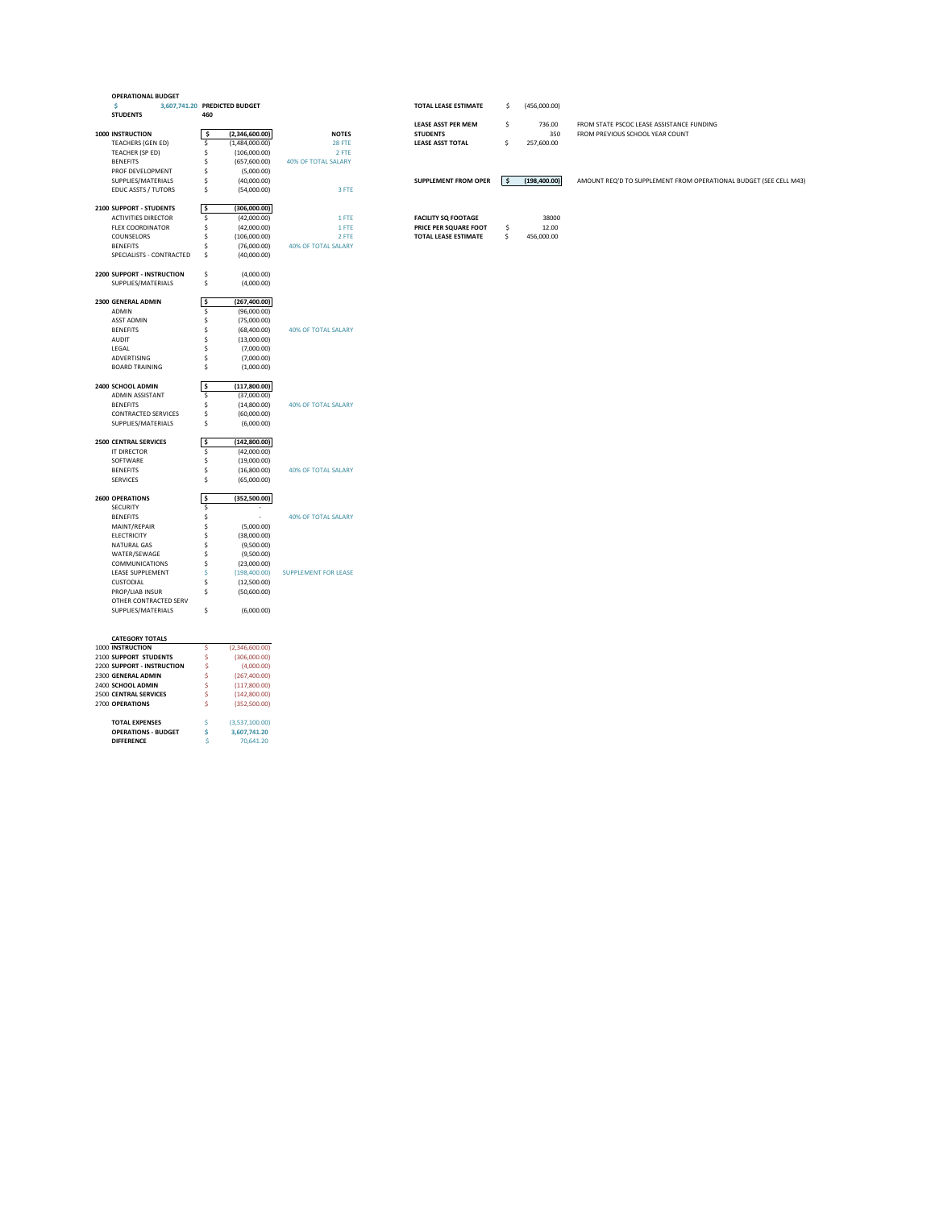**OPERATIONAL BUDGET**

| | | |
|---|---|---|
| $ 3,607,741.20 | PREDICTED BUDGET | |
| **STUDENTS** | **460** | |

| Category | Amount | NOTES |
|---|---|---|
| **1000 INSTRUCTION** | **$ (2,346,600.00)** | |
| TEACHERS (GEN ED) | $ (1,484,000.00) | 28 FTE |
| TEACHER (SP ED) | $ (106,000.00) | 2 FTE |
| BENEFITS | $ (657,600.00) | 40% OF TOTAL SALARY |
| PROF DEVELOPMENT | $ (5,000.00) | |
| SUPPLIES/MATERIALS | $ (40,000.00) | |
| EDUC ASSTS / TUTORS | $ (54,000.00) | 3 FTE |
| | | |
| **2100 SUPPORT - STUDENTS** | **$ (306,000.00)** | |
| ACTIVITIES DIRECTOR | $ (42,000.00) | 1 FTE |
| FLEX COORDINATOR | $ (42,000.00) | 1 FTE |
| COUNSELORS | $ (106,000.00) | 2 FTE |
| BENEFITS | $ (76,000.00) | 40% OF TOTAL SALARY |
| SPECIALISTS - CONTRACTED | $ (40,000.00) | |
| | | |
| **2200 SUPPORT - INSTRUCTION** | $ (4,000.00) | |
| SUPPLIES/MATERIALS | $ (4,000.00) | |
| | | |
| **2300 GENERAL ADMIN** | **$ (267,400.00)** | |
| ADMIN | $ (96,000.00) | |
| ASST ADMIN | $ (75,000.00) | |
| BENEFITS | $ (68,400.00) | 40% OF TOTAL SALARY |
| AUDIT | $ (13,000.00) | |
| LEGAL | $ (7,000.00) | |
| ADVERTISING | $ (7,000.00) | |
| BOARD TRAINING | $ (1,000.00) | |
| | | |
| **2400 SCHOOL ADMIN** | **$ (117,800.00)** | |
| ADMIN ASSISTANT | $ (37,000.00) | |
| BENEFITS | $ (14,800.00) | 40% OF TOTAL SALARY |
| CONTRACTED SERVICES | $ (60,000.00) | |
| SUPPLIES/MATERIALS | $ (6,000.00) | |
| | | |
| **2500 CENTRAL SERVICES** | **$ (142,800.00)** | |
| IT DIRECTOR | $ (42,000.00) | |
| SOFTWARE | $ (19,000.00) | |
| BENEFITS | $ (16,800.00) | 40% OF TOTAL SALARY |
| SERVICES | $ (65,000.00) | |
| | | |
| **2600 OPERATIONS** | **$ (352,500.00)** | |
| SECURITY | $ - | |
| BENEFITS | $ - | 40% OF TOTAL SALARY |
| MAINT/REPAIR | $ (5,000.00) | |
| ELECTRICITY | $ (38,000.00) | |
| NATURAL GAS | $ (9,500.00) | |
| WATER/SEWAGE | $ (9,500.00) | |
| COMMUNICATIONS | $ (23,000.00) | |
| LEASE SUPPLEMENT | $ (198,400.00) | SUPPLEMENT FOR LEASE |
| CUSTODIAL | $ (12,500.00) | |
| PROP/LIAB INSUR | $ (50,600.00) | |
| OTHER CONTRACTED SERV | | |
| SUPPLIES/MATERIALS | $ (6,000.00) | |

**CATEGORY TOTALS**

| Category | Amount |
|---|---|
| 1000 **INSTRUCTION** | $ (2,346,600.00) |
| 2100 **SUPPORT STUDENTS** | $ (306,000.00) |
| 2200 **SUPPORT - INSTRUCTION** | $ (4,000.00) |
| 2300 **GENERAL ADMIN** | $ (267,400.00) |
| 2400 **SCHOOL ADMIN** | $ (117,800.00) |
| 2500 **CENTRAL SERVICES** | $ (142,800.00) |
| 2700 **OPERATIONS** | $ (352,500.00) |
| | |
| **TOTAL EXPENSES** | $ (3,537,100.00) |
| **OPERATIONS - BUDGET** | **$ 3,607,741.20** |
| **DIFFERENCE** | $ 70,641.20 |

| Item | Amount | Notes |
|---|---|---|
| **TOTAL LEASE ESTIMATE** | $ (456,000.00) | |
| | | |
| **LEASE ASST PER MEM** | $ 736.00 | FROM STATE PSCOC LEASE ASSISTANCE FUNDING |
| **STUDENTS** | 350 | FROM PREVIOUS SCHOOL YEAR COUNT |
| **LEASE ASST TOTAL** | $ 257,600.00 | |
| | | |
| **SUPPLEMENT FROM OPER** | **$ (198,400.00)** | AMOUNT REQ'D TO SUPPLEMENT FROM OPERATIONAL BUDGET (SEE CELL M43) |
| | | |
| **FACILITY SQ FOOTAGE** | 38000 | |
| **PRICE PER SQUARE FOOT** | $ 12.00 | |
| **TOTAL LEASE ESTIMATE** | $ 456,000.00 | |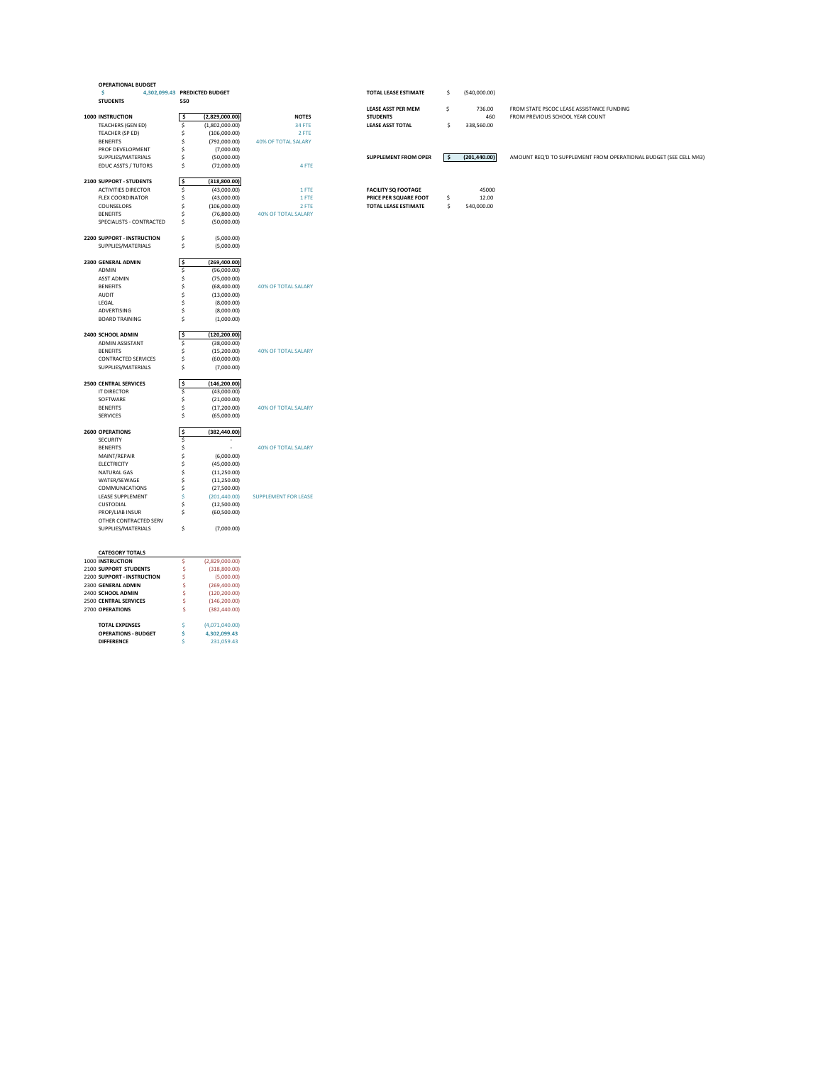**OPERATIONAL BUDGET**

| $ 4,302,099.43 | PREDICTED BUDGET | |
|---|---|---|
| **STUDENTS** | **550** | |
| | | |
| **1000 INSTRUCTION** | **$ (2,829,000.00)** | **NOTES** |
| TEACHERS (GEN ED) | $ (1,802,000.00) | 34 FTE |
| TEACHER (SP ED) | $ (106,000.00) | 2 FTE |
| BENEFITS | $ (792,000.00) | 40% OF TOTAL SALARY |
| PROF DEVELOPMENT | $ (7,000.00) | |
| SUPPLIES/MATERIALS | $ (50,000.00) | |
| EDUC ASSTS / TUTORS | $ (72,000.00) | 4 FTE |
| | | |
| **2100 SUPPORT - STUDENTS** | **$ (318,800.00)** | |
| ACTIVITIES DIRECTOR | $ (43,000.00) | 1 FTE |
| FLEX COORDINATOR | $ (43,000.00) | 1 FTE |
| COUNSELORS | $ (106,000.00) | 2 FTE |
| BENEFITS | $ (76,800.00) | 40% OF TOTAL SALARY |
| SPECIALISTS - CONTRACTED | $ (50,000.00) | |
| | | |
| **2200 SUPPORT - INSTRUCTION** | $ (5,000.00) | |
| SUPPLIES/MATERIALS | $ (5,000.00) | |
| | | |
| **2300 GENERAL ADMIN** | **$ (269,400.00)** | |
| ADMIN | $ (96,000.00) | |
| ASST ADMIN | $ (75,000.00) | |
| BENEFITS | $ (68,400.00) | 40% OF TOTAL SALARY |
| AUDIT | $ (13,000.00) | |
| LEGAL | $ (8,000.00) | |
| ADVERTISING | $ (8,000.00) | |
| BOARD TRAINING | $ (1,000.00) | |
| | | |
| **2400 SCHOOL ADMIN** | **$ (120,200.00)** | |
| ADMIN ASSISTANT | $ (38,000.00) | |
| BENEFITS | $ (15,200.00) | 40% OF TOTAL SALARY |
| CONTRACTED SERVICES | $ (60,000.00) | |
| SUPPLIES/MATERIALS | $ (7,000.00) | |
| | | |
| **2500 CENTRAL SERVICES** | **$ (146,200.00)** | |
| IT DIRECTOR | $ (43,000.00) | |
| SOFTWARE | $ (21,000.00) | |
| BENEFITS | $ (17,200.00) | 40% OF TOTAL SALARY |
| SERVICES | $ (65,000.00) | |
| | | |
| **2600 OPERATIONS** | **$ (382,440.00)** | |
| SECURITY | $ - | |
| BENEFITS | $ - | 40% OF TOTAL SALARY |
| MAINT/REPAIR | $ (6,000.00) | |
| ELECTRICITY | $ (45,000.00) | |
| NATURAL GAS | $ (11,250.00) | |
| WATER/SEWAGE | $ (11,250.00) | |
| COMMUNICATIONS | $ (27,500.00) | |
| LEASE SUPPLEMENT | $ (201,440.00) | SUPPLEMENT FOR LEASE |
| CUSTODIAL | $ (12,500.00) | |
| PROP/LIAB INSUR | $ (60,500.00) | |
| OTHER CONTRACTED SERV | | |
| SUPPLIES/MATERIALS | $ (7,000.00) | |

**CATEGORY TOTALS**

| Category | Amount |
|---|---|
| 1000 **INSTRUCTION** | $ (2,829,000.00) |
| 2100 **SUPPORT STUDENTS** | $ (318,800.00) |
| 2200 **SUPPORT - INSTRUCTION** | $ (5,000.00) |
| 2300 **GENERAL ADMIN** | $ (269,400.00) |
| 2400 **SCHOOL ADMIN** | $ (120,200.00) |
| 2500 **CENTRAL SERVICES** | $ (146,200.00) |
| 2700 **OPERATIONS** | $ (382,440.00) |
| | |
| **TOTAL EXPENSES** | $ (4,071,040.00) |
| **OPERATIONS - BUDGET** | **$ 4,302,099.43** |
| **DIFFERENCE** | $ 231,059.43 |

| | | |
|---|---|---|
| **TOTAL LEASE ESTIMATE** | $ (540,000.00) | |
| | | |
| **LEASE ASST PER MEM** | $ 736.00 | FROM STATE PSCOC LEASE ASSISTANCE FUNDING |
| **STUDENTS** | 460 | FROM PREVIOUS SCHOOL YEAR COUNT |
| **LEASE ASST TOTAL** | $ 338,560.00 | |
| | | |
| **SUPPLEMENT FROM OPER** | **$ (201,440.00)** | AMOUNT REQ'D TO SUPPLEMENT FROM OPERATIONAL BUDGET (SEE CELL M43) |
| | | |
| **FACILITY SQ FOOTAGE** | 45000 | |
| **PRICE PER SQUARE FOOT** | $ 12.00 | |
| **TOTAL LEASE ESTIMATE** | $ 540,000.00 | |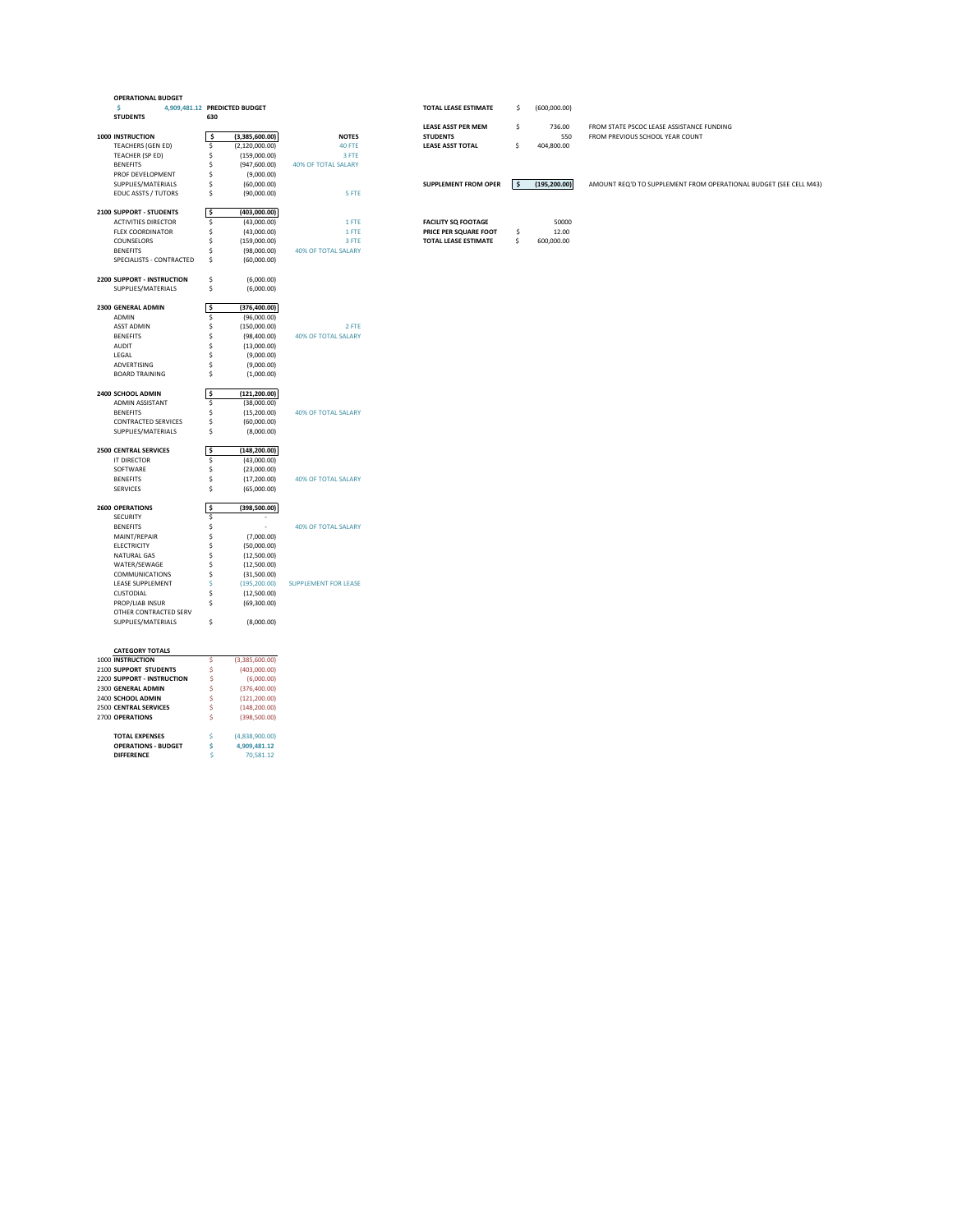**OPERATIONAL BUDGET**

| | | | |
|---|---|---|---|
| $ 4,909,481.12 | **PREDICTED BUDGET** | | |
| **STUDENTS** | **630** | | |
| | | | **NOTES** |
| **1000 INSTRUCTION** | $ | (3,385,600.00) | |
| TEACHERS (GEN ED) | $ | (2,120,000.00) | 40 FTE |
| TEACHER (SP ED) | $ | (159,000.00) | 3 FTE |
| BENEFITS | $ | (947,600.00) | 40% OF TOTAL SALARY |
| PROF DEVELOPMENT | $ | (9,000.00) | |
| SUPPLIES/MATERIALS | $ | (60,000.00) | |
| EDUC ASSTS / TUTORS | $ | (90,000.00) | 5 FTE |
| | | | |
| **2100 SUPPORT - STUDENTS** | $ | (403,000.00) | |
| ACTIVITIES DIRECTOR | $ | (43,000.00) | 1 FTE |
| FLEX COORDINATOR | $ | (43,000.00) | 1 FTE |
| COUNSELORS | $ | (159,000.00) | 3 FTE |
| BENEFITS | $ | (98,000.00) | 40% OF TOTAL SALARY |
| SPECIALISTS - CONTRACTED | $ | (60,000.00) | |
| | | | |
| **2200 SUPPORT - INSTRUCTION** | $ | (6,000.00) | |
| SUPPLIES/MATERIALS | $ | (6,000.00) | |
| | | | |
| **2300 GENERAL ADMIN** | $ | (376,400.00) | |
| ADMIN | $ | (96,000.00) | |
| ASST ADMIN | $ | (150,000.00) | 2 FTE |
| BENEFITS | $ | (98,400.00) | 40% OF TOTAL SALARY |
| AUDIT | $ | (13,000.00) | |
| LEGAL | $ | (9,000.00) | |
| ADVERTISING | $ | (9,000.00) | |
| BOARD TRAINING | $ | (1,000.00) | |
| | | | |
| **2400 SCHOOL ADMIN** | $ | (121,200.00) | |
| ADMIN ASSISTANT | $ | (38,000.00) | |
| BENEFITS | $ | (15,200.00) | 40% OF TOTAL SALARY |
| CONTRACTED SERVICES | $ | (60,000.00) | |
| SUPPLIES/MATERIALS | $ | (8,000.00) | |
| | | | |
| **2500 CENTRAL SERVICES** | $ | (148,200.00) | |
| IT DIRECTOR | $ | (43,000.00) | |
| SOFTWARE | $ | (23,000.00) | |
| BENEFITS | $ | (17,200.00) | 40% OF TOTAL SALARY |
| SERVICES | $ | (65,000.00) | |
| | | | |
| **2600 OPERATIONS** | $ | (398,500.00) | |
| SECURITY | $ | - | |
| BENEFITS | $ | - | 40% OF TOTAL SALARY |
| MAINT/REPAIR | $ | (7,000.00) | |
| ELECTRICITY | $ | (50,000.00) | |
| NATURAL GAS | $ | (12,500.00) | |
| WATER/SEWAGE | $ | (12,500.00) | |
| COMMUNICATIONS | $ | (31,500.00) | |
| LEASE SUPPLEMENT | $ | (195,200.00) | SUPPLEMENT FOR LEASE |
| CUSTODIAL | $ | (12,500.00) | |
| PROP/LIAB INSUR | $ | (69,300.00) | |
| OTHER CONTRACTED SERV | | | |
| SUPPLIES/MATERIALS | $ | (8,000.00) | |

**CATEGORY TOTALS**

| | | |
|---|---|---|
| 1000 **INSTRUCTION** | $ | (3,385,600.00) |
| 2100 **SUPPORT STUDENTS** | $ | (403,000.00) |
| 2200 **SUPPORT - INSTRUCTION** | $ | (6,000.00) |
| 2300 **GENERAL ADMIN** | $ | (376,400.00) |
| 2400 **SCHOOL ADMIN** | $ | (121,200.00) |
| 2500 **CENTRAL SERVICES** | $ | (148,200.00) |
| 2700 **OPERATIONS** | $ | (398,500.00) |
| | | |
| **TOTAL EXPENSES** | $ | (4,838,900.00) |
| **OPERATIONS - BUDGET** | $ | **4,909,481.12** |
| **DIFFERENCE** | $ | 70,581.12 |

| | | | |
|---|---|---|---|
| **TOTAL LEASE ESTIMATE** | $ | (600,000.00) | |
| | | | |
| **LEASE ASST PER MEM** | $ | 736.00 | FROM STATE PSCOC LEASE ASSISTANCE FUNDING |
| **STUDENTS** | | 550 | FROM PREVIOUS SCHOOL YEAR COUNT |
| **LEASE ASST TOTAL** | $ | 404,800.00 | |
| | | | |
| **SUPPLEMENT FROM OPER** | $ | (195,200.00) | AMOUNT REQ'D TO SUPPLEMENT FROM OPERATIONAL BUDGET (SEE CELL M43) |
| | | | |
| **FACILITY SQ FOOTAGE** | | 50000 | |
| **PRICE PER SQUARE FOOT** | $ | 12.00 | |
| **TOTAL LEASE ESTIMATE** | $ | 600,000.00 | |